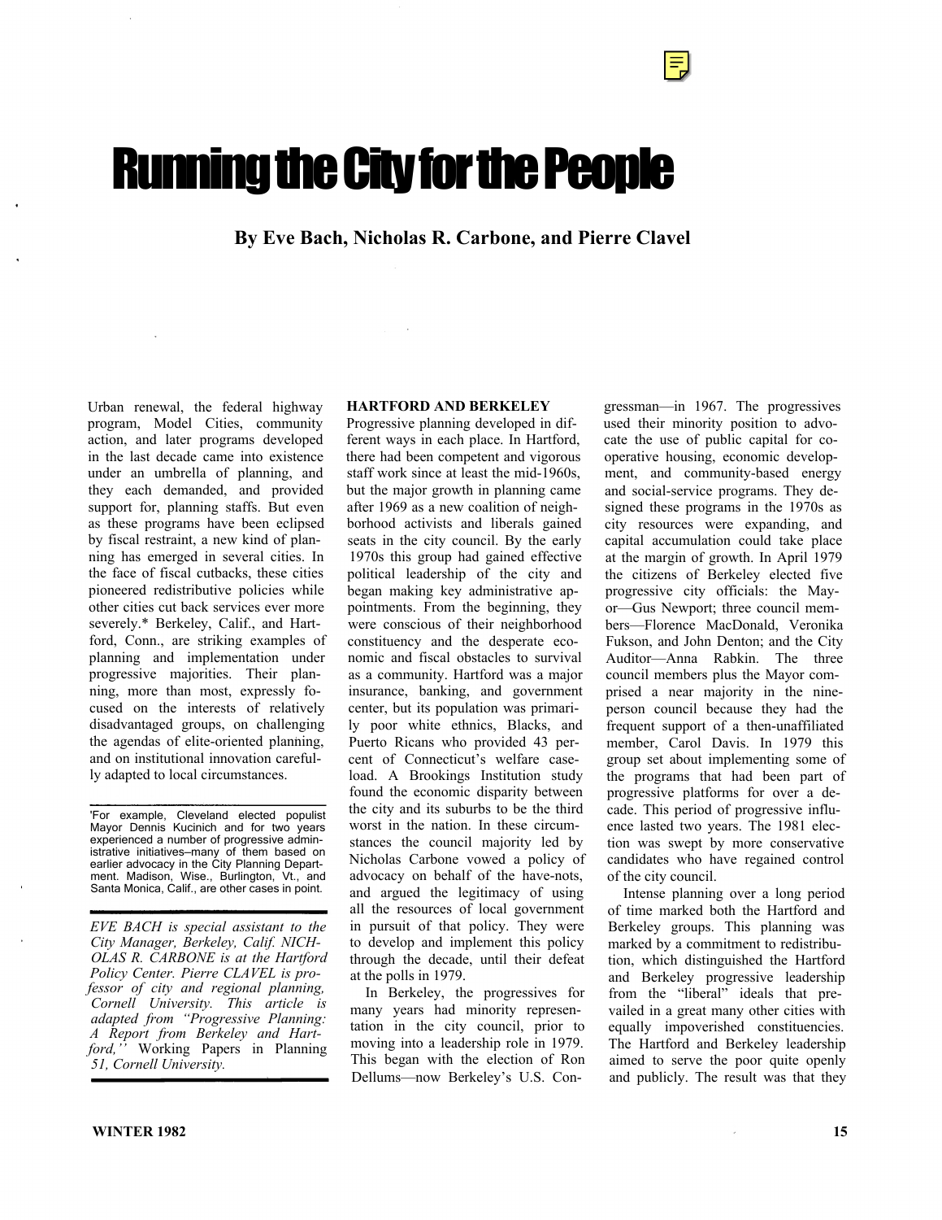# Running the City for the People

**By Eve Bach, Nicholas R. Carbone, and Pierre Clavel**

Urban renewal, the federal highway program, Model Cities, community action, and later programs developed in the last decade came into existence under an umbrella of planning, and they each demanded, and provided support for, planning staffs. But even as these programs have been eclipsed by fiscal restraint, a new kind of planning has emerged in several cities. In the face of fiscal cutbacks, these cities pioneered redistributive policies while other cities cut back services ever more severely.* Berkeley, Calif., and Hartford, Conn., are striking examples of planning and implementation under progressive majorities. Their planning, more than most, expressly focused on the interests of relatively disadvantaged groups, on challenging the agendas of elite-oriented planning, and on institutional innovation carefully adapted to local circumstances.

*For example, Cleveland elected populist Mayor Dennis Kucinich and for two years experienced a number of progressive administrative initiatives–many of them based on earlier advocacy in the City Planning Department. Madison, Wisc., Burlington, Vt., and Santa Monica, Calif., are other cases in point.

*EVE BACH is special assistant to the City Manager, Berkeley, Calif. NICHOLAS R. CARBONE is at the Hartford Policy Center. Pierre CLAVEL is professor of city and regional planning, Cornell University. This article is adapted from "Progressive Planning: A Report from Berkeley and Hartford," Working Papers in Planning 51, Cornell University.*

## HARTFORD AND BERKELEY

Progressive planning developed in different ways in each place. In Hartford, there had been competent and vigorous staff work since at least the mid-1960s, but the major growth in planning came after 1969 as a new coalition of neighborhood activists and liberals gained seats in the city council. By the early 1970s this group had gained effective political leadership of the city and began making key administrative appointments. From the beginning, they were conscious of their neighborhood constituency and the desperate economic and fiscal obstacles to survival as a community. Hartford was a major insurance, banking, and government center, but its population was primarily poor white ethnics, Blacks, and Puerto Ricans who provided 43 percent of Connecticut's welfare caseload. A Brookings Institution study found the economic disparity between the city and its suburbs to be the third worst in the nation. In these circumstances the council majority led by Nicholas Carbone vowed a policy of advocacy on behalf of the have-nots, and argued the legitimacy of using all the resources of local government in pursuit of that policy. They were to develop and implement this policy through the decade, until their defeat at the polls in 1979.

In Berkeley, the progressives for many years had minority representation in the city council, prior to moving into a leadership role in 1979. This began with the election of Ron Dellums—now Berkeley's U.S. Congressman—in 1967. The progressives used their minority position to advocate the use of public capital for cooperative housing, economic development, and community-based energy and social-service programs. They designed these programs in the 1970s as city resources were expanding, and capital accumulation could take place at the margin of growth. In April 1979 the citizens of Berkeley elected five progressive city officials: the Mayor—Gus Newport; three council members—Florence MacDonald, Veronika Fukson, and John Denton; and the City Auditor—Anna Rabkin. The three council members plus the Mayor comprised a near majority in the nine-person council because they had the frequent support of a then-unaffiliated member, Carol Davis. In 1979 this group set about implementing some of the programs that had been part of progressive platforms for over a decade. This period of progressive influence lasted two years. The 1981 election was swept by more conservative candidates who have regained control of the city council.

Intense planning over a long period of time marked both the Hartford and Berkeley groups. This planning was marked by a commitment to redistribution, which distinguished the Hartford and Berkeley progressive leadership from the "liberal" ideals that prevailed in a great many other cities with equally impoverished constituencies. The Hartford and Berkeley leadership aimed to serve the poor quite openly and publicly. The result was that they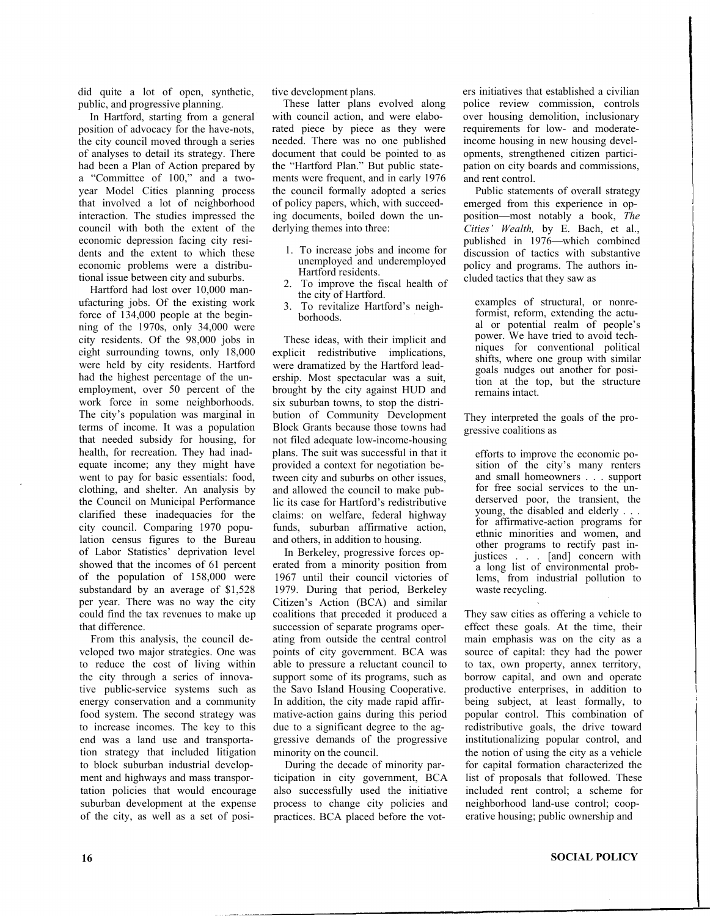did quite a lot of open, synthetic, public, and progressive planning.

In Hartford, starting from a general position of advocacy for the have-nots, the city council moved through a series of analyses to detail its strategy. There had been a Plan of Action prepared by a "Committee of 100," and a two-year Model Cities planning process that involved a lot of neighborhood interaction. The studies impressed the council with both the extent of the economic depression facing city residents and the extent to which these economic problems were a distributional issue between city and suburbs.

Hartford had lost over 10,000 manufacturing jobs. Of the existing work force of 134,000 people at the beginning of the 1970s, only 34,000 were city residents. Of the 98,000 jobs in eight surrounding towns, only 18,000 were held by city residents. Hartford had the highest percentage of the unemployment, over 50 percent of the work force in some neighborhoods. The city's population was marginal in terms of income. It was a population that needed subsidy for housing, for health, for recreation. They had inadequate income; any they might have went to pay for basic essentials: food, clothing, and shelter. An analysis by the Council on Municipal Performance clarified these inadequacies for the city council. Comparing 1970 population census figures to the Bureau of Labor Statistics' deprivation level showed that the incomes of 61 percent of the population of 158,000 were substandard by an average of $1,528 per year. There was no way the city could find the tax revenues to make up that difference.

From this analysis, the council developed two major strategies. One was to reduce the cost of living within the city through a series of innovative public-service systems such as energy conservation and a community food system. The second strategy was to increase incomes. The key to this end was a land use and transportation strategy that included litigation to block suburban industrial development and highways and mass transportation policies that would encourage suburban development at the expense of the city, as well as a set of positive development plans.

These latter plans evolved along with council action, and were elaborated piece by piece as they were needed. There was no one published document that could be pointed to as the "Hartford Plan." But public statements were frequent, and in early 1976 the council formally adopted a series of policy papers, which, with succeeding documents, boiled down the underlying themes into three:

1. To increase jobs and income for unemployed and underemployed Hartford residents.
2. To improve the fiscal health of the city of Hartford.
3. To revitalize Hartford's neighborhoods.

These ideas, with their implicit and explicit redistributive implications, were dramatized by the Hartford leadership. Most spectacular was a suit, brought by the city against HUD and six suburban towns, to stop the distribution of Community Development Block Grants because those towns had not filed adequate low-income-housing plans. The suit was successful in that it provided a context for negotiation between city and suburbs on other issues, and allowed the council to make public its case for Hartford's redistributive claims: on welfare, federal highway funds, suburban affirmative action, and others, in addition to housing.

In Berkeley, progressive forces operated from a minority position from 1967 until their council victories of 1979. During that period, Berkeley Citizen's Action (BCA) and similar coalitions that preceded it produced a succession of separate programs operating from outside the central control points of city government. BCA was able to pressure a reluctant council to support some of its programs, such as the Savo Island Housing Cooperative. In addition, the city made rapid affirmative-action gains during this period due to a significant degree to the aggressive demands of the progressive minority on the council.

During the decade of minority participation in city government, BCA also successfully used the initiative process to change city policies and practices. BCA placed before the voters initiatives that established a civilian police review commission, controls over housing demolition, inclusionary requirements for low- and moderate-income housing in new housing developments, strengthened citizen participation on city boards and commissions, and rent control.

Public statements of overall strategy emerged from this experience in opposition—most notably a book, *The Cities' Wealth,* by E. Bach, et al., published in 1976—which combined discussion of tactics with substantive policy and programs. The authors included tactics that they saw as

> examples of structural, or nonreformist, reform, extending the actual or potential realm of people's power. We have tried to avoid techniques for conventional political shifts, where one group with similar goals nudges out another for position at the top, but the structure remains intact.

They interpreted the goals of the progressive coalitions as

> efforts to improve the economic position of the city's many renters and small homeowners . . . support for free social services to the underserved poor, the transient, the young, the disabled and elderly . . . for affirmative-action programs for ethnic minorities and women, and other programs to rectify past injustices . . . [and] concern with a long list of environmental problems, from industrial pollution to waste recycling.

They saw cities as offering a vehicle to effect these goals. At the time, their main emphasis was on the city as a source of capital: they had the power to tax, own property, annex territory, borrow capital, and own and operate productive enterprises, in addition to being subject, at least formally, to popular control. This combination of redistributive goals, the drive toward institutionalizing popular control, and the notion of using the city as a vehicle for capital formation characterized the list of proposals that followed. These included rent control; a scheme for neighborhood land-use control; cooperative housing; public ownership and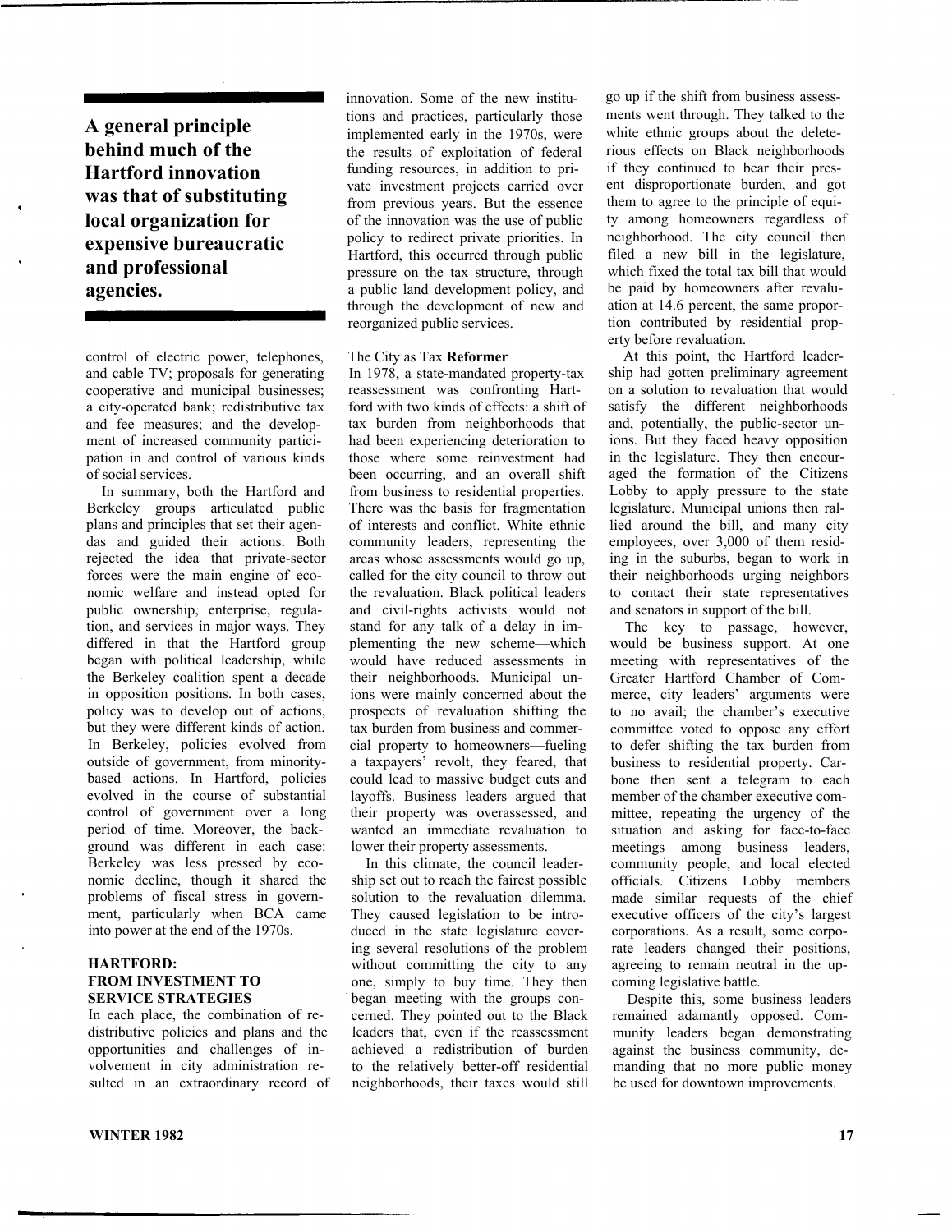**A general principle behind much of the Hartford innovation was that of substituting local organization for expensive bureaucratic and professional agencies.**

control of electric power, telephones, and cable TV; proposals for generating cooperative and municipal businesses; a city-operated bank; redistributive tax and fee measures; and the development of increased community participation in and control of various kinds of social services.

In summary, both the Hartford and Berkeley groups articulated public plans and principles that set their agendas and guided their actions. Both rejected the idea that private-sector forces were the main engine of economic welfare and instead opted for public ownership, enterprise, regulation, and services in major ways. They differed in that the Hartford group began with political leadership, while the Berkeley coalition spent a decade in opposition positions. In both cases, policy was to develop out of actions, but they were different kinds of action. In Berkeley, policies evolved from outside of government, from minority-based actions. In Hartford, policies evolved in the course of substantial control of government over a long period of time. Moreover, the background was different in each case: Berkeley was less pressed by economic decline, though it shared the problems of fiscal stress in government, particularly when BCA came into power at the end of the 1970s.

## HARTFORD: FROM INVESTMENT TO SERVICE STRATEGIES

In each place, the combination of redistributive policies and plans and the opportunities and challenges of involvement in city administration resulted in an extraordinary record of innovation. Some of the new institutions and practices, particularly those implemented early in the 1970s, were the results of exploitation of federal funding resources, in addition to private investment projects carried over from previous years. But the essence of the innovation was the use of public policy to redirect private priorities. In Hartford, this occurred through public pressure on the tax structure, through a public land development policy, and through the development of new and reorganized public services.

### The City as Tax **Reformer**

In 1978, a state-mandated property-tax reassessment was confronting Hartford with two kinds of effects: a shift of tax burden from neighborhoods that had been experiencing deterioration to those where some reinvestment had been occurring, and an overall shift from business to residential properties. There was the basis for fragmentation of interests and conflict. White ethnic community leaders, representing the areas whose assessments would go up, called for the city council to throw out the revaluation. Black political leaders and civil-rights activists would not stand for any talk of a delay in implementing the new scheme—which would have reduced assessments in their neighborhoods. Municipal unions were mainly concerned about the prospects of revaluation shifting the tax burden from business and commercial property to homeowners—fueling a taxpayers' revolt, they feared, that could lead to massive budget cuts and layoffs. Business leaders argued that their property was overassessed, and wanted an immediate revaluation to lower their property assessments.

In this climate, the council leadership set out to reach the fairest possible solution to the revaluation dilemma. They caused legislation to be introduced in the state legislature covering several resolutions of the problem without committing the city to any one, simply to buy time. They then began meeting with the groups concerned. They pointed out to the Black leaders that, even if the reassessment achieved a redistribution of burden to the relatively better-off residential neighborhoods, their taxes would still go up if the shift from business assessments went through. They talked to the white ethnic groups about the deleterious effects on Black neighborhoods if they continued to bear their present disproportionate burden, and got them to agree to the principle of equity among homeowners regardless of neighborhood. The city council then filed a new bill in the legislature, which fixed the total tax bill that would be paid by homeowners after revaluation at 14.6 percent, the same proportion contributed by residential property before revaluation.

At this point, the Hartford leadership had gotten preliminary agreement on a solution to revaluation that would satisfy the different neighborhoods and, potentially, the public-sector unions. But they faced heavy opposition in the legislature. They then encouraged the formation of the Citizens Lobby to apply pressure to the state legislature. Municipal unions then rallied around the bill, and many city employees, over 3,000 of them residing in the suburbs, began to work in their neighborhoods urging neighbors to contact their state representatives and senators in support of the bill.

The key to passage, however, would be business support. At one meeting with representatives of the Greater Hartford Chamber of Commerce, city leaders' arguments were to no avail; the chamber's executive committee voted to oppose any effort to defer shifting the tax burden from business to residential property. Carbone then sent a telegram to each member of the chamber executive committee, repeating the urgency of the situation and asking for face-to-face meetings among business leaders, community people, and local elected officials. Citizens Lobby members made similar requests of the chief executive officers of the city's largest corporations. As a result, some corporate leaders changed their positions, agreeing to remain neutral in the upcoming legislative battle.

Despite this, some business leaders remained adamantly opposed. Community leaders began demonstrating against the business community, demanding that no more public money be used for downtown improvements.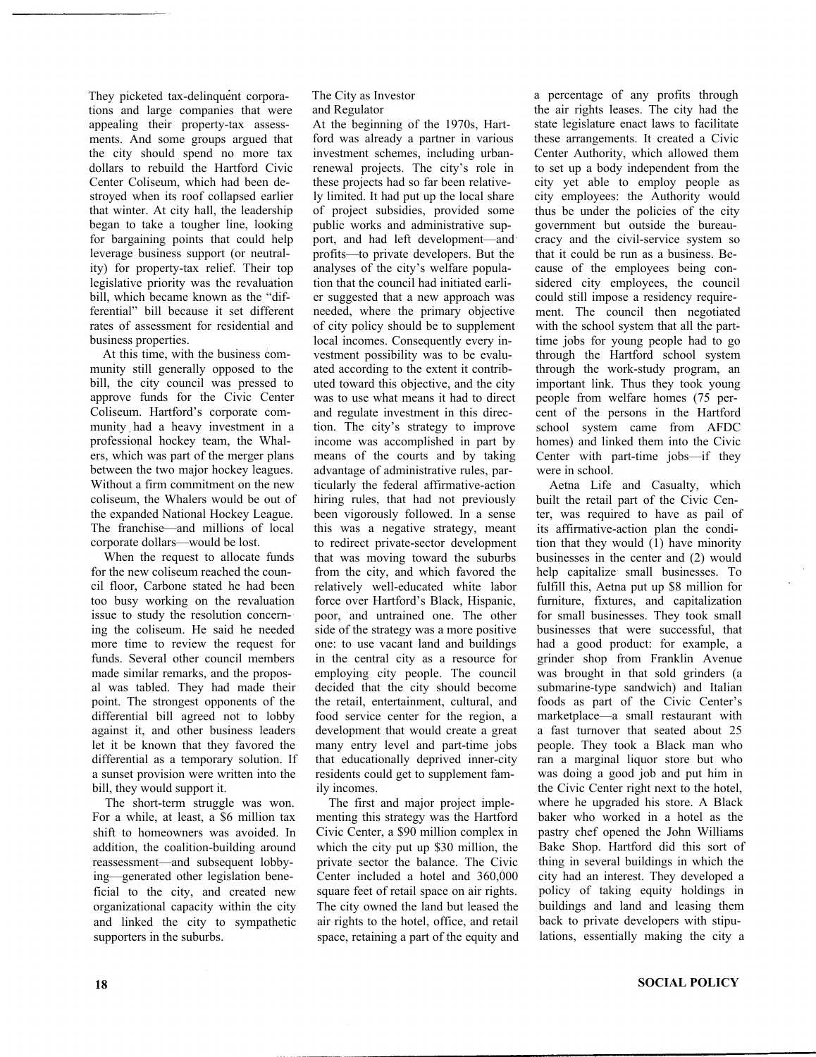They picketed tax-delinquent corporations and large companies that were appealing their property-tax assessments. And some groups argued that the city should spend no more tax dollars to rebuild the Hartford Civic Center Coliseum, which had been destroyed when its roof collapsed earlier that winter. At city hall, the leadership began to take a tougher line, looking for bargaining points that could help leverage business support (or neutrality) for property-tax relief. Their top legislative priority was the revaluation bill, which became known as the "differential" bill because it set different rates of assessment for residential and business properties.

At this time, with the business community still generally opposed to the bill, the city council was pressed to approve funds for the Civic Center Coliseum. Hartford's corporate community had a heavy investment in a professional hockey team, the Whalers, which was part of the merger plans between the two major hockey leagues. Without a firm commitment on the new coliseum, the Whalers would be out of the expanded National Hockey League. The franchise—and millions of local corporate dollars—would be lost.

When the request to allocate funds for the new coliseum reached the council floor, Carbone stated he had been too busy working on the revaluation issue to study the resolution concerning the coliseum. He said he needed more time to review the request for funds. Several other council members made similar remarks, and the proposal was tabled. They had made their point. The strongest opponents of the differential bill agreed not to lobby against it, and other business leaders let it be known that they favored the differential as a temporary solution. If a sunset provision were written into the bill, they would support it.

The short-term struggle was won. For a while, at least, a $6 million tax shift to homeowners was avoided. In addition, the coalition-building around reassessment—and subsequent lobbying—generated other legislation beneficial to the city, and created new organizational capacity within the city and linked the city to sympathetic supporters in the suburbs.

## The City as Investor and Regulator

At the beginning of the 1970s, Hartford was already a partner in various investment schemes, including urban-renewal projects. The city's role in these projects had so far been relatively limited. It had put up the local share of project subsidies, provided some public works and administrative support, and had left development—and profits—to private developers. But the analyses of the city's welfare population that the council had initiated earlier suggested that a new approach was needed, where the primary objective of city policy should be to supplement local incomes. Consequently every investment possibility was to be evaluated according to the extent it contributed toward this objective, and the city was to use what means it had to direct and regulate investment in this direction. The city's strategy to improve income was accomplished in part by means of the courts and by taking advantage of administrative rules, particularly the federal affirmative-action hiring rules, that had not previously been vigorously followed. In a sense this was a negative strategy, meant to redirect private-sector development that was moving toward the suburbs from the city, and which favored the relatively well-educated white labor force over Hartford's Black, Hispanic, poor, and untrained one. The other side of the strategy was a more positive one: to use vacant land and buildings in the central city as a resource for employing city people. The council decided that the city should become the retail, entertainment, cultural, and food service center for the region, a development that would create a great many entry level and part-time jobs that educationally deprived inner-city residents could get to supplement family incomes.

The first and major project implementing this strategy was the Hartford Civic Center, a $90 million complex in which the city put up $30 million, the private sector the balance. The Civic Center included a hotel and 360,000 square feet of retail space on air rights. The city owned the land but leased the air rights to the hotel, office, and retail space, retaining a part of the equity and a percentage of any profits through the air rights leases. The city had the state legislature enact laws to facilitate these arrangements. It created a Civic Center Authority, which allowed them to set up a body independent from the city yet able to employ people as city employees: the Authority would thus be under the policies of the city government but outside the bureaucracy and the civil-service system so that it could be run as a business. Because of the employees being considered city employees, the council could still impose a residency requirement. The council then negotiated with the school system that all the part-time jobs for young people had to go through the Hartford school system through the work-study program, an important link. Thus they took young people from welfare homes (75 percent of the persons in the Hartford school system came from AFDC homes) and linked them into the Civic Center with part-time jobs—if they were in school.

Aetna Life and Casualty, which built the retail part of the Civic Center, was required to have as pail of its affirmative-action plan the condition that they would (1) have minority businesses in the center and (2) would help capitalize small businesses. To fulfill this, Aetna put up $8 million for furniture, fixtures, and capitalization for small businesses. They took small businesses that were successful, that had a good product: for example, a grinder shop from Franklin Avenue was brought in that sold grinders (a submarine-type sandwich) and Italian foods as part of the Civic Center's marketplace—a small restaurant with a fast turnover that seated about 25 people. They took a Black man who ran a marginal liquor store but who was doing a good job and put him in the Civic Center right next to the hotel, where he upgraded his store. A Black baker who worked in a hotel as the pastry chef opened the John Williams Bake Shop. Hartford did this sort of thing in several buildings in which the city had an interest. They developed a policy of taking equity holdings in buildings and land and leasing them back to private developers with stipulations, essentially making the city a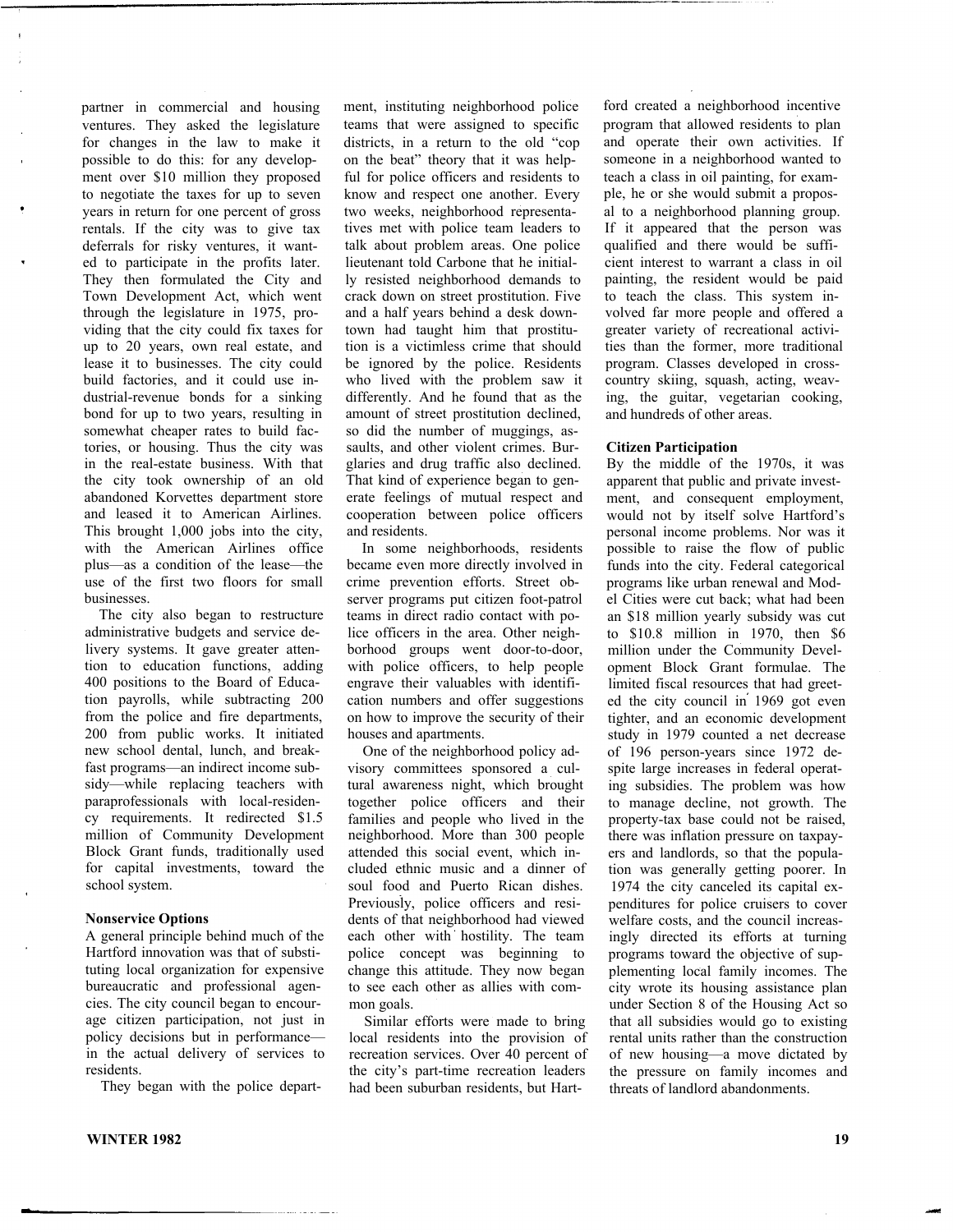partner in commercial and housing ventures. They asked the legislature for changes in the law to make it possible to do this: for any development over $10 million they proposed to negotiate the taxes for up to seven years in return for one percent of gross rentals. If the city was to give tax deferrals for risky ventures, it wanted to participate in the profits later. They then formulated the City and Town Development Act, which went through the legislature in 1975, providing that the city could fix taxes for up to 20 years, own real estate, and lease it to businesses. The city could build factories, and it could use industrial-revenue bonds for a sinking bond for up to two years, resulting in somewhat cheaper rates to build factories, or housing. Thus the city was in the real-estate business. With that the city took ownership of an old abandoned Korvettes department store and leased it to American Airlines. This brought 1,000 jobs into the city, with the American Airlines office plus—as a condition of the lease—the use of the first two floors for small businesses.

The city also began to restructure administrative budgets and service delivery systems. It gave greater attention to education functions, adding 400 positions to the Board of Education payrolls, while subtracting 200 from the police and fire departments, 200 from public works. It initiated new school dental, lunch, and breakfast programs—an indirect income subsidy—while replacing teachers with paraprofessionals with local-residency requirements. It redirected $1.5 million of Community Development Block Grant funds, traditionally used for capital investments, toward the school system.

**Nonservice Options**

A general principle behind much of the Hartford innovation was that of substituting local organization for expensive bureaucratic and professional agencies. The city council began to encourage citizen participation, not just in policy decisions but in performance—in the actual delivery of services to residents.

They began with the police department, instituting neighborhood police teams that were assigned to specific districts, in a return to the old "cop on the beat" theory that it was helpful for police officers and residents to know and respect one another. Every two weeks, neighborhood representatives met with police team leaders to talk about problem areas. One police lieutenant told Carbone that he initially resisted neighborhood demands to crack down on street prostitution. Five and a half years behind a desk downtown had taught him that prostitution is a victimless crime that should be ignored by the police. Residents who lived with the problem saw it differently. And he found that as the amount of street prostitution declined, so did the number of muggings, assaults, and other violent crimes. Burglaries and drug traffic also declined. That kind of experience began to generate feelings of mutual respect and cooperation between police officers and residents.

In some neighborhoods, residents became even more directly involved in crime prevention efforts. Street observer programs put citizen foot-patrol teams in direct radio contact with police officers in the area. Other neighborhood groups went door-to-door, with police officers, to help people engrave their valuables with identification numbers and offer suggestions on how to improve the security of their houses and apartments.

One of the neighborhood policy advisory committees sponsored a cultural awareness night, which brought together police officers and their families and people who lived in the neighborhood. More than 300 people attended this social event, which included ethnic music and a dinner of soul food and Puerto Rican dishes. Previously, police officers and residents of that neighborhood had viewed each other with hostility. The team police concept was beginning to change this attitude. They now began to see each other as allies with common goals.

Similar efforts were made to bring local residents into the provision of recreation services. Over 40 percent of the city's part-time recreation leaders had been suburban residents, but Hartford created a neighborhood incentive program that allowed residents to plan and operate their own activities. If someone in a neighborhood wanted to teach a class in oil painting, for example, he or she would submit a proposal to a neighborhood planning group. If it appeared that the person was qualified and there would be sufficient interest to warrant a class in oil painting, the resident would be paid to teach the class. This system involved far more people and offered a greater variety of recreational activities than the former, more traditional program. Classes developed in cross-country skiing, squash, acting, weaving, the guitar, vegetarian cooking, and hundreds of other areas.

**Citizen Participation**

By the middle of the 1970s, it was apparent that public and private investment, and consequent employment, would not by itself solve Hartford's personal income problems. Nor was it possible to raise the flow of public funds into the city. Federal categorical programs like urban renewal and Model Cities were cut back; what had been an $18 million yearly subsidy was cut to $10.8 million in 1970, then $6 million under the Community Development Block Grant formulae. The limited fiscal resources that had greeted the city council in 1969 got even tighter, and an economic development study in 1979 counted a net decrease of 196 person-years since 1972 despite large increases in federal operating subsidies. The problem was how to manage decline, not growth. The property-tax base could not be raised, there was inflation pressure on taxpayers and landlords, so that the population was generally getting poorer. In 1974 the city canceled its capital expenditures for police cruisers to cover welfare costs, and the council increasingly directed its efforts at turning programs toward the objective of supplementing local family incomes. The city wrote its housing assistance plan under Section 8 of the Housing Act so that all subsidies would go to existing rental units rather than the construction of new housing—a move dictated by the pressure on family incomes and threats of landlord abandonments.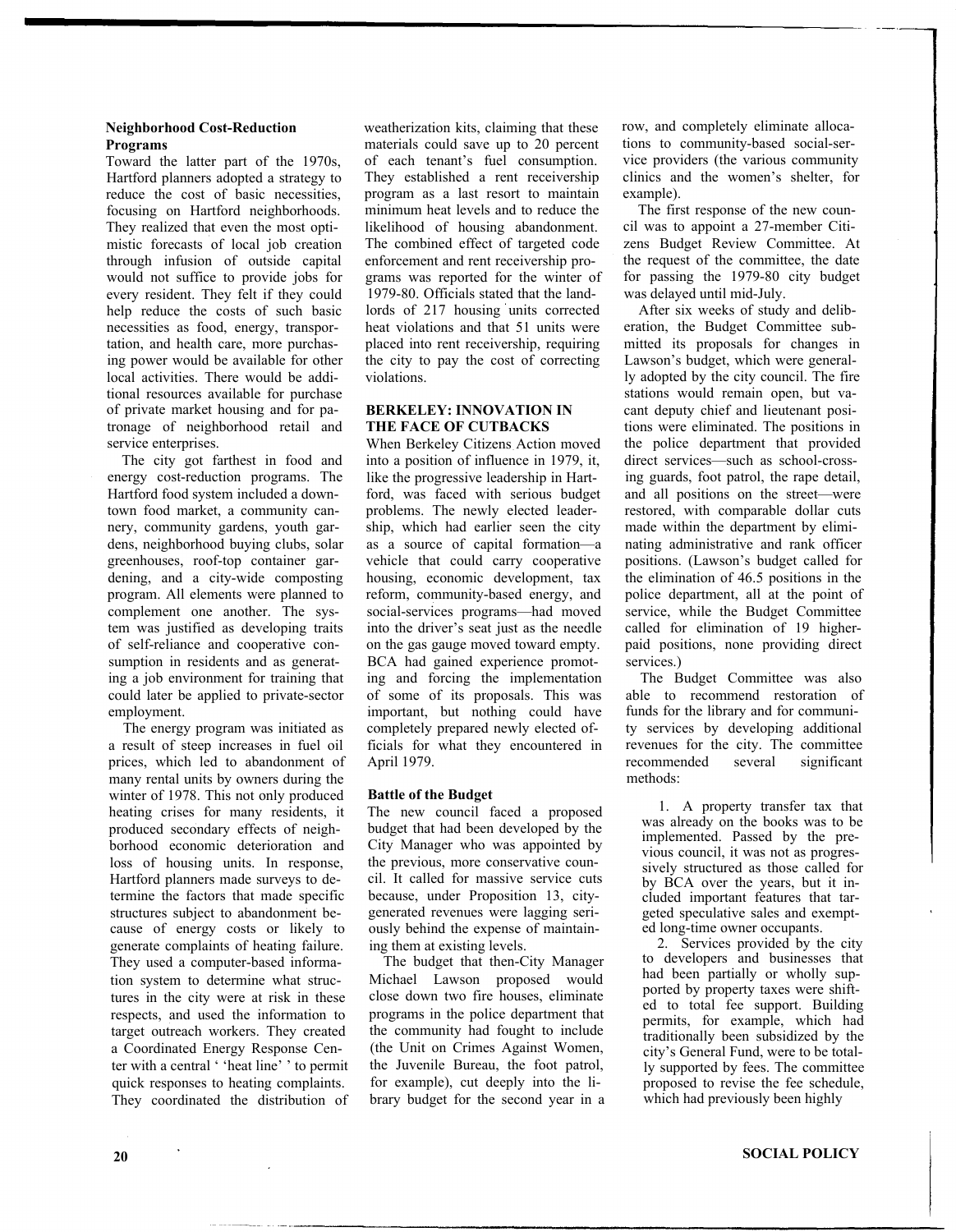### Neighborhood Cost-Reduction Programs

Toward the latter part of the 1970s, Hartford planners adopted a strategy to reduce the cost of basic necessities, focusing on Hartford neighborhoods. They realized that even the most optimistic forecasts of local job creation through infusion of outside capital would not suffice to provide jobs for every resident. They felt if they could help reduce the costs of such basic necessities as food, energy, transportation, and health care, more purchasing power would be available for other local activities. There would be additional resources available for purchase of private market housing and for patronage of neighborhood retail and service enterprises.

The city got farthest in food and energy cost-reduction programs. The Hartford food system included a downtown food market, a community cannery, community gardens, youth gardens, neighborhood buying clubs, solar greenhouses, roof-top container gardening, and a city-wide composting program. All elements were planned to complement one another. The system was justified as developing traits of self-reliance and cooperative consumption in residents and as generating a job environment for training that could later be applied to private-sector employment.

The energy program was initiated as a result of steep increases in fuel oil prices, which led to abandonment of many rental units by owners during the winter of 1978. This not only produced heating crises for many residents, it produced secondary effects of neighborhood economic deterioration and loss of housing units. In response, Hartford planners made surveys to determine the factors that made specific structures subject to abandonment because of energy costs or likely to generate complaints of heating failure. They used a computer-based information system to determine what structures in the city were at risk in these respects, and used the information to target outreach workers. They created a Coordinated Energy Response Center with a central ' 'heat line' ' to permit quick responses to heating complaints. They coordinated the distribution of weatherization kits, claiming that these materials could save up to 20 percent of each tenant's fuel consumption. They established a rent receivership program as a last resort to maintain minimum heat levels and to reduce the likelihood of housing abandonment. The combined effect of targeted code enforcement and rent receivership programs was reported for the winter of 1979-80. Officials stated that the landlords of 217 housing units corrected heat violations and that 51 units were placed into rent receivership, requiring the city to pay the cost of correcting violations.

## BERKELEY: INNOVATION IN THE FACE OF CUTBACKS

When Berkeley Citizens Action moved into a position of influence in 1979, it, like the progressive leadership in Hartford, was faced with serious budget problems. The newly elected leadership, which had earlier seen the city as a source of capital formation—a vehicle that could carry cooperative housing, economic development, tax reform, community-based energy, and social-services programs—had moved into the driver's seat just as the needle on the gas gauge moved toward empty. BCA had gained experience promoting and forcing the implementation of some of its proposals. This was important, but nothing could have completely prepared newly elected officials for what they encountered in April 1979.

### Battle of the Budget

The new council faced a proposed budget that had been developed by the City Manager who was appointed by the previous, more conservative council. It called for massive service cuts because, under Proposition 13, city-generated revenues were lagging seriously behind the expense of maintaining them at existing levels.

The budget that then-City Manager Michael Lawson proposed would close down two fire houses, eliminate programs in the police department that the community had fought to include (the Unit on Crimes Against Women, the Juvenile Bureau, the foot patrol, for example), cut deeply into the library budget for the second year in a row, and completely eliminate allocations to community-based social-service providers (the various community clinics and the women's shelter, for example).

The first response of the new council was to appoint a 27-member Citizens Budget Review Committee. At the request of the committee, the date for passing the 1979-80 city budget was delayed until mid-July.

After six weeks of study and deliberation, the Budget Committee submitted its proposals for changes in Lawson's budget, which were generally adopted by the city council. The fire stations would remain open, but vacant deputy chief and lieutenant positions were eliminated. The positions in the police department that provided direct services—such as school-crossing guards, foot patrol, the rape detail, and all positions on the street—were restored, with comparable dollar cuts made within the department by eliminating administrative and rank officer positions. (Lawson's budget called for the elimination of 46.5 positions in the police department, all at the point of service, while the Budget Committee called for elimination of 19 higher-paid positions, none providing direct services.)

The Budget Committee was also able to recommend restoration of funds for the library and for community services by developing additional revenues for the city. The committee recommended several significant methods:

1. A property transfer tax that was already on the books was to be implemented. Passed by the previous council, it was not as progressively structured as those called for by BCA over the years, but it included important features that targeted speculative sales and exempted long-time owner occupants.
2. Services provided by the city to developers and businesses that had been partially or wholly supported by property taxes were shifted to total fee support. Building permits, for example, which had traditionally been subsidized by the city's General Fund, were to be totally supported by fees. The committee proposed to revise the fee schedule, which had previously been highly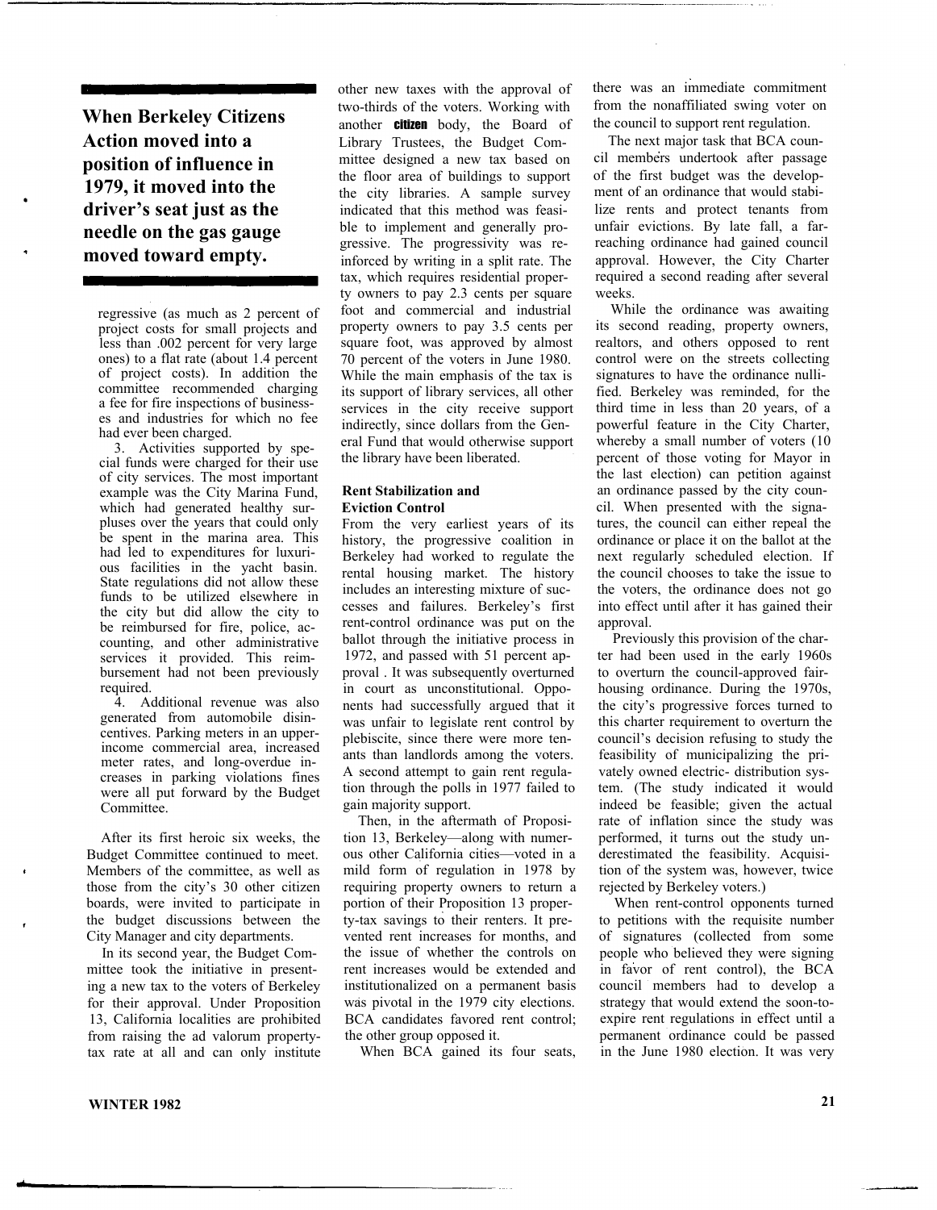**When Berkeley Citizens Action moved into a position of influence in 1979, it moved into the driver's seat just as the needle on the gas gauge moved toward empty.**

regressive (as much as 2 percent of project costs for small projects and less than .002 percent for very large ones) to a flat rate (about 1.4 percent of project costs). In addition the committee recommended charging a fee for fire inspections of businesses and industries for which no fee had ever been charged.

3. Activities supported by special funds were charged for their use of city services. The most important example was the City Marina Fund, which had generated healthy surpluses over the years that could only be spent in the marina area. This had led to expenditures for luxurious facilities in the yacht basin. State regulations did not allow these funds to be utilized elsewhere in the city but did allow the city to be reimbursed for fire, police, accounting, and other administrative services it provided. This reimbursement had not been previously required.

4. Additional revenue was also generated from automobile disincentives. Parking meters in an upper-income commercial area, increased meter rates, and long-overdue increases in parking violations fines were all put forward by the Budget Committee.

After its first heroic six weeks, the Budget Committee continued to meet. Members of the committee, as well as those from the city's 30 other citizen boards, were invited to participate in the budget discussions between the City Manager and city departments.

In its second year, the Budget Committee took the initiative in presenting a new tax to the voters of Berkeley for their approval. Under Proposition 13, California localities are prohibited from raising the ad valorum property-tax rate at all and can only institute other new taxes with the approval of two-thirds of the voters. Working with another **citizen** body, the Board of Library Trustees, the Budget Committee designed a new tax based on the floor area of buildings to support the city libraries. A sample survey indicated that this method was feasible to implement and generally progressive. The progressivity was reinforced by writing in a split rate. The tax, which requires residential property owners to pay 2.3 cents per square foot and commercial and industrial property owners to pay 3.5 cents per square foot, was approved by almost 70 percent of the voters in June 1980. While the main emphasis of the tax is its support of library services, all other services in the city receive support indirectly, since dollars from the General Fund that would otherwise support the library have been liberated.

**Rent Stabilization and Eviction Control**

From the very earliest years of its history, the progressive coalition in Berkeley had worked to regulate the rental housing market. The history includes an interesting mixture of successes and failures. Berkeley's first rent-control ordinance was put on the ballot through the initiative process in 1972, and passed with 51 percent approval . It was subsequently overturned in court as unconstitutional. Opponents had successfully argued that it was unfair to legislate rent control by plebiscite, since there were more tenants than landlords among the voters. A second attempt to gain rent regulation through the polls in 1977 failed to gain majority support.

Then, in the aftermath of Proposition 13, Berkeley—along with numerous other California cities—voted in a mild form of regulation in 1978 by requiring property owners to return a portion of their Proposition 13 property-tax savings to their renters. It prevented rent increases for months, and the issue of whether the controls on rent increases would be extended and institutionalized on a permanent basis was pivotal in the 1979 city elections. BCA candidates favored rent control; the other group opposed it.

When BCA gained its four seats, there was an immediate commitment from the nonaffiliated swing voter on the council to support rent regulation.

The next major task that BCA council members undertook after passage of the first budget was the development of an ordinance that would stabilize rents and protect tenants from unfair evictions. By late fall, a far-reaching ordinance had gained council approval. However, the City Charter required a second reading after several weeks.

While the ordinance was awaiting its second reading, property owners, realtors, and others opposed to rent control were on the streets collecting signatures to have the ordinance nullified. Berkeley was reminded, for the third time in less than 20 years, of a powerful feature in the City Charter, whereby a small number of voters (10 percent of those voting for Mayor in the last election) can petition against an ordinance passed by the city council. When presented with the signatures, the council can either repeal the ordinance or place it on the ballot at the next regularly scheduled election. If the council chooses to take the issue to the voters, the ordinance does not go into effect until after it has gained their approval.

Previously this provision of the charter had been used in the early 1960s to overturn the council-approved fair-housing ordinance. During the 1970s, the city's progressive forces turned to this charter requirement to overturn the council's decision refusing to study the feasibility of municipalizing the privately owned electric- distribution system. (The study indicated it would indeed be feasible; given the actual rate of inflation since the study was performed, it turns out the study underestimated the feasibility. Acquisition of the system was, however, twice rejected by Berkeley voters.)

When rent-control opponents turned to petitions with the requisite number of signatures (collected from some people who believed they were signing in favor of rent control), the BCA council members had to develop a strategy that would extend the soon-to-expire rent regulations in effect until a permanent ordinance could be passed in the June 1980 election. It was very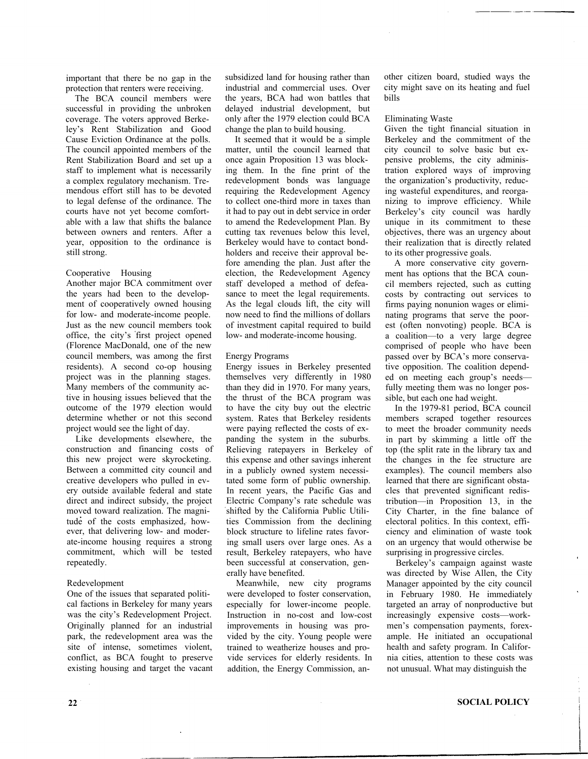important that there be no gap in the protection that renters were receiving.

The BCA council members were successful in providing the unbroken coverage. The voters approved Berkeley's Rent Stabilization and Good Cause Eviction Ordinance at the polls. The council appointed members of the Rent Stabilization Board and set up a staff to implement what is necessarily a complex regulatory mechanism. Tremendous effort still has to be devoted to legal defense of the ordinance. The courts have not yet become comfortable with a law that shifts the balance between owners and renters. After a year, opposition to the ordinance is still strong.

### Cooperative Housing

Another major BCA commitment over the years had been to the development of cooperatively owned housing for low- and moderate-income people. Just as the new council members took office, the city's first project opened (Florence MacDonald, one of the new council members, was among the first residents). A second co-op housing project was in the planning stages. Many members of the community active in housing issues believed that the outcome of the 1979 election would determine whether or not this second project would see the light of day.

Like developments elsewhere, the construction and financing costs of this new project were skyrocketing. Between a committed city council and creative developers who pulled in every outside available federal and state direct and indirect subsidy, the project moved toward realization. The magnitude of the costs emphasized, however, that delivering low- and moderate-income housing requires a strong commitment, which will be tested repeatedly.

### Redevelopment

One of the issues that separated political factions in Berkeley for many years was the city's Redevelopment Project. Originally planned for an industrial park, the redevelopment area was the site of intense, sometimes violent, conflict, as BCA fought to preserve existing housing and target the vacant subsidized land for housing rather than industrial and commercial uses. Over the years, BCA had won battles that delayed industrial development, but only after the 1979 election could BCA change the plan to build housing.

It seemed that it would be a simple matter, until the council learned that once again Proposition 13 was blocking them. In the fine print of the redevelopment bonds was language requiring the Redevelopment Agency to collect one-third more in taxes than it had to pay out in debt service in order to amend the Redevelopment Plan. By cutting tax revenues below this level, Berkeley would have to contact bondholders and receive their approval before amending the plan. Just after the election, the Redevelopment Agency staff developed a method of defeasance to meet the legal requirements. As the legal clouds lift, the city will now need to find the millions of dollars of investment capital required to build low- and moderate-income housing.

### Energy Programs

Energy issues in Berkeley presented themselves very differently in 1980 than they did in 1970. For many years, the thrust of the BCA program was to have the city buy out the electric system. Rates that Berkeley residents were paying reflected the costs of expanding the system in the suburbs. Relieving ratepayers in Berkeley of this expense and other savings inherent in a publicly owned system necessitated some form of public ownership. In recent years, the Pacific Gas and Electric Company's rate schedule was shifted by the California Public Utilities Commission from the declining block structure to lifeline rates favoring small users over large ones. As a result, Berkeley ratepayers, who have been successful at conservation, generally have benefited.

Meanwhile, new city programs were developed to foster conservation, especially for lower-income people. Instruction in no-cost and low-cost improvements in housing was provided by the city. Young people were trained to weatherize houses and provide services for elderly residents. In addition, the Energy Commission, another citizen board, studied ways the city might save on its heating and fuel bills

### Eliminating Waste

Given the tight financial situation in Berkeley and the commitment of the city council to solve basic but expensive problems, the city administration explored ways of improving the organization's productivity, reducing wasteful expenditures, and reorganizing to improve efficiency. While Berkeley's city council was hardly unique in its commitment to these objectives, there was an urgency about their realization that is directly related to its other progressive goals.

A more conservative city government has options that the BCA council members rejected, such as cutting costs by contracting out services to firms paying nonunion wages or eliminating programs that serve the poorest (often nonvoting) people. BCA is a coalition—to a very large degree comprised of people who have been passed over by BCA's more conservative opposition. The coalition depended on meeting each group's needs—fully meeting them was no longer possible, but each one had weight.

In the 1979-81 period, BCA council members scraped together resources to meet the broader community needs in part by skimming a little off the top (the split rate in the library tax and the changes in the fee structure are examples). The council members also learned that there are significant obstacles that prevented significant redistribution—in Proposition 13, in the City Charter, in the fine balance of electoral politics. In this context, efficiency and elimination of waste took on an urgency that would otherwise be surprising in progressive circles.

Berkeley's campaign against waste was directed by Wise Allen, the City Manager appointed by the city council in February 1980. He immediately targeted an array of nonproductive but increasingly expensive costs—workmen's compensation payments, forexample. He initiated an occupational health and safety program. In California cities, attention to these costs was not unusual. What may distinguish the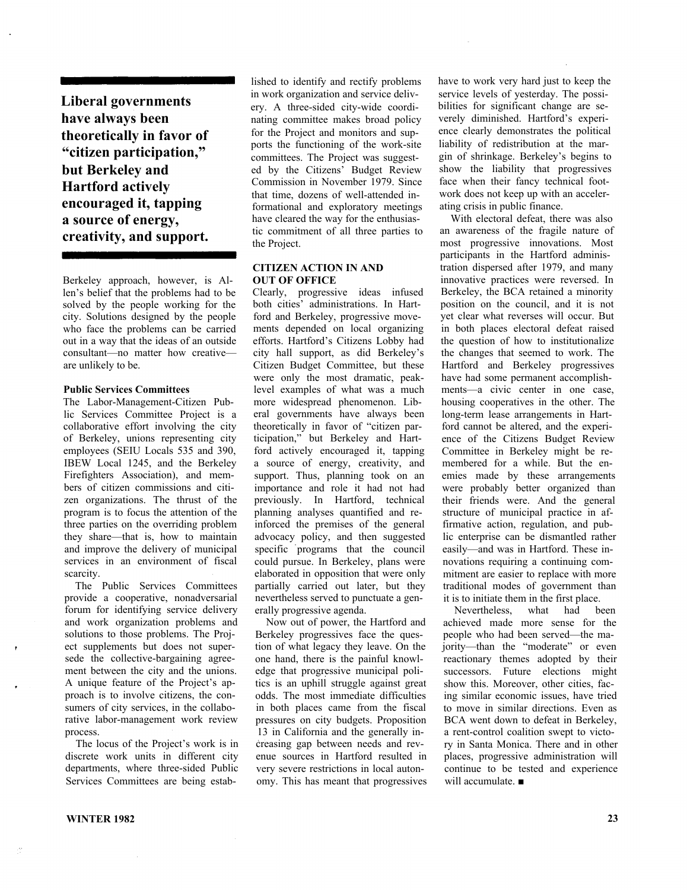**Liberal governments have always been theoretically in favor of "citizen participation," but Berkeley and Hartford actively encouraged it, tapping a source of energy, creativity, and support.**

Berkeley approach, however, is Allen's belief that the problems had to be solved by the people working for the city. Solutions designed by the people who face the problems can be carried out in a way that the ideas of an outside consultant—no matter how creative—are unlikely to be.

**Public Services Committees**

The Labor-Management-Citizen Public Services Committee Project is a collaborative effort involving the city of Berkeley, unions representing city employees (SEIU Locals 535 and 390, IBEW Local 1245, and the Berkeley Firefighters Association), and members of citizen commissions and citizen organizations. The thrust of the program is to focus the attention of the three parties on the overriding problem they share—that is, how to maintain and improve the delivery of municipal services in an environment of fiscal scarcity.

The Public Services Committees provide a cooperative, nonadversarial forum for identifying service delivery and work organization problems and solutions to those problems. The Project supplements but does not supersede the collective-bargaining agreement between the city and the unions. A unique feature of the Project's approach is to involve citizens, the consumers of city services, in the collaborative labor-management work review process.

The locus of the Project's work is in discrete work units in different city departments, where three-sided Public Services Committees are being established to identify and rectify problems in work organization and service delivery. A three-sided city-wide coordinating committee makes broad policy for the Project and monitors and supports the functioning of the work-site committees. The Project was suggested by the Citizens' Budget Review Commission in November 1979. Since that time, dozens of well-attended informational and exploratory meetings have cleared the way for the enthusiastic commitment of all three parties to the Project.

**CITIZEN ACTION IN AND OUT OF OFFICE**

Clearly, progressive ideas infused both cities' administrations. In Hartford and Berkeley, progressive movements depended on local organizing efforts. Hartford's Citizens Lobby had city hall support, as did Berkeley's Citizen Budget Committee, but these were only the most dramatic, peak-level examples of what was a much more widespread phenomenon. Liberal governments have always been theoretically in favor of "citizen participation," but Berkeley and Hartford actively encouraged it, tapping a source of energy, creativity, and support. Thus, planning took on an importance and role it had not had previously. In Hartford, technical planning analyses quantified and reinforced the premises of the general advocacy policy, and then suggested specific programs that the council could pursue. In Berkeley, plans were elaborated in opposition that were only partially carried out later, but they nevertheless served to punctuate a generally progressive agenda.

Now out of power, the Hartford and Berkeley progressives face the question of what legacy they leave. On the one hand, there is the painful knowledge that progressive municipal politics is an uphill struggle against great odds. The most immediate difficulties in both places came from the fiscal pressures on city budgets. Proposition 13 in California and the generally increasing gap between needs and revenue sources in Hartford resulted in very severe restrictions in local autonomy. This has meant that progressives have to work very hard just to keep the service levels of yesterday. The possibilities for significant change are severely diminished. Hartford's experience clearly demonstrates the political liability of redistribution at the margin of shrinkage. Berkeley's begins to show the liability that progressives face when their fancy technical footwork does not keep up with an accelerating crisis in public finance.

With electoral defeat, there was also an awareness of the fragile nature of most progressive innovations. Most participants in the Hartford administration dispersed after 1979, and many innovative practices were reversed. In Berkeley, the BCA retained a minority position on the council, and it is not yet clear what reverses will occur. But in both places electoral defeat raised the question of how to institutionalize the changes that seemed to work. The Hartford and Berkeley progressives have had some permanent accomplishments—a civic center in one case, housing cooperatives in the other. The long-term lease arrangements in Hartford cannot be altered, and the experience of the Citizens Budget Review Committee in Berkeley might be remembered for a while. But the enemies made by these arrangements were probably better organized than their friends were. And the general structure of municipal practice in affirmative action, regulation, and public enterprise can be dismantled rather easily—and was in Hartford. These innovations requiring a continuing commitment are easier to replace with more traditional modes of government than it is to initiate them in the first place.

Nevertheless, what had been achieved made more sense for the people who had been served—the majority—than the "moderate" or even reactionary themes adopted by their successors. Future elections might show this. Moreover, other cities, facing similar economic issues, have tried to move in similar directions. Even as BCA went down to defeat in Berkeley, a rent-control coalition swept to victory in Santa Monica. There and in other places, progressive administration will continue to be tested and experience will accumulate. ■